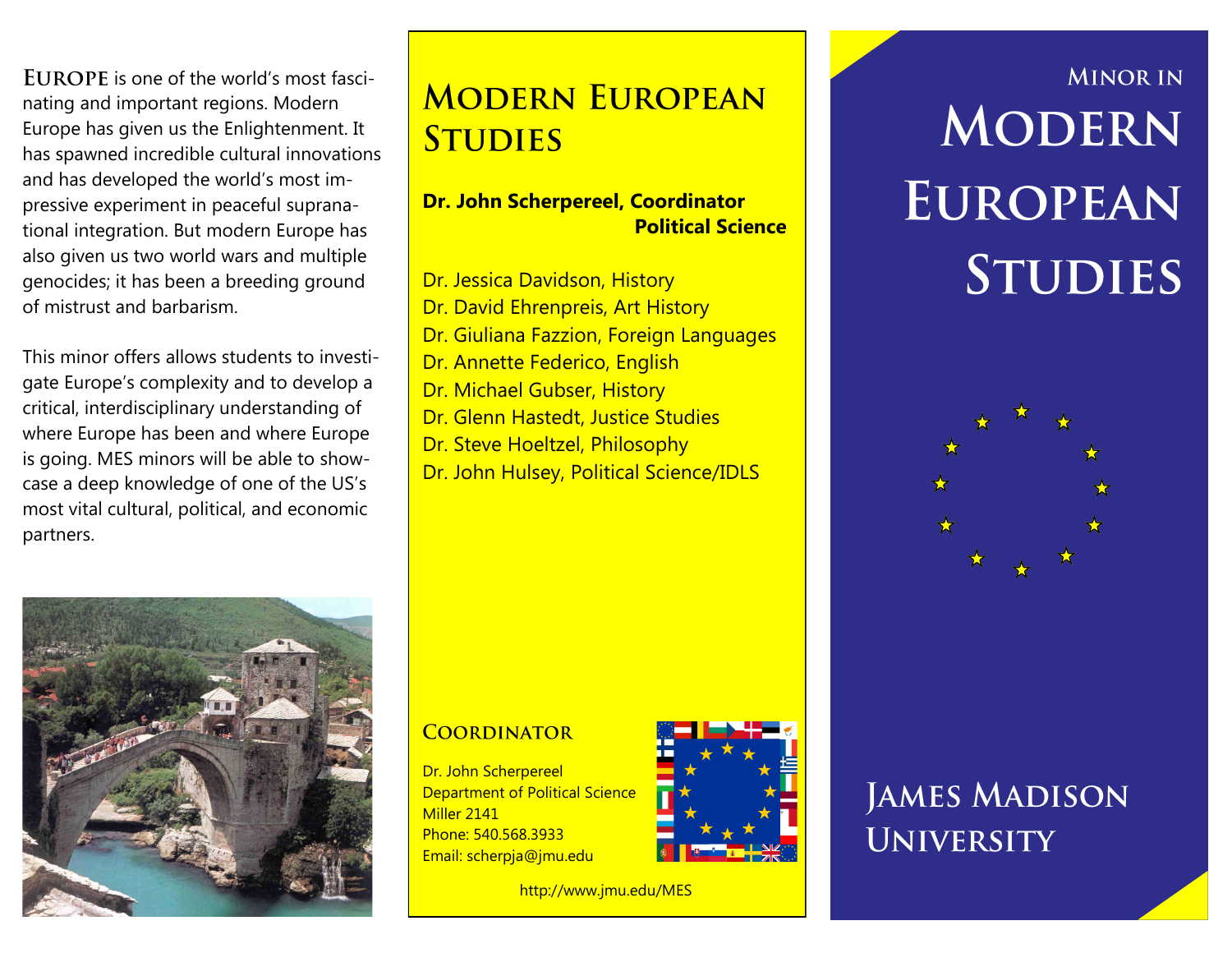**EUROPE** is one of the world's most fascinating and important regions. Modern Europe has given us the Enlightenment. It has spawned incredible cultural innovations and has developed the world's most impressive experiment in peaceful supranational integration. But modern Europe has also given us two world wars and multiple genocides; it has been a breeding ground of mistrust and barbarism.

This minor offers allows students to investigate Europe's complexity and to develop a critical, interdisciplinary understanding of where Europe has been and where Europe is going. MES minors will be able to showcase a deep knowledge of one of the US's most vital cultural, political, and economic partners.

## Modern European Studies

**Dr. John Scherpereel, Coordinator**
**Political Science**

Dr. Jessica Davidson, History
Dr. David Ehrenpreis, Art History
Dr. Giuliana Fazzion, Foreign Languages
Dr. Annette Federico, English
Dr. Michael Gubser, History
Dr. Glenn Hastedt, Justice Studies
Dr. Steve Hoeltzel, Philosophy
Dr. John Hulsey, Political Science/IDLS

### Coordinator

Dr. John Scherpereel
Department of Political Science
Miller 2141
Phone: 540.568.3933
Email: scherpja@jmu.edu

http://www.jmu.edu/MES

### Minor in

# Modern European Studies

## James Madison University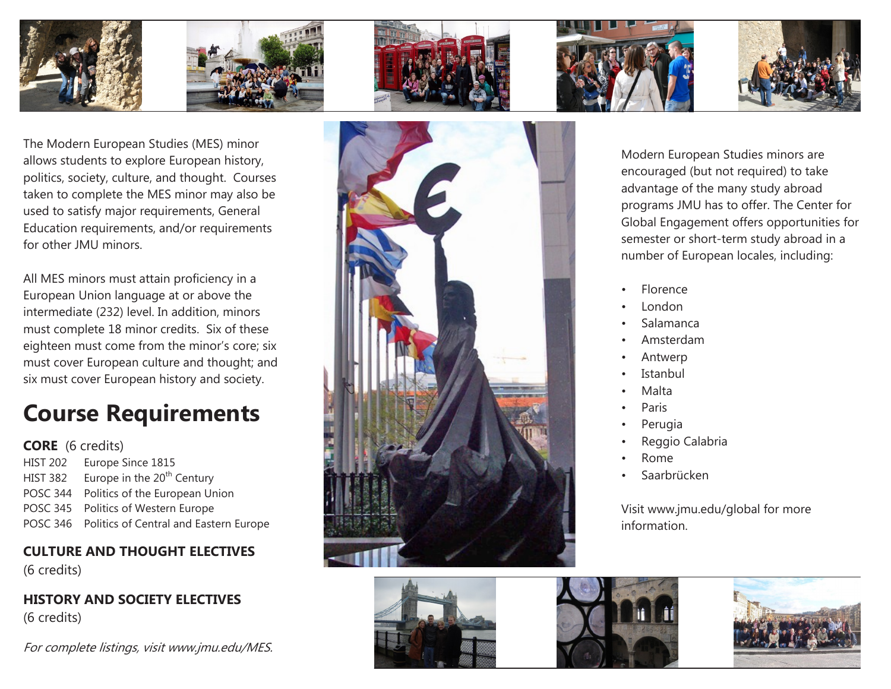The Modern European Studies (MES) minor allows students to explore European history, politics, society, culture, and thought. Courses taken to complete the MES minor may also be used to satisfy major requirements, General Education requirements, and/or requirements for other JMU minors.

All MES minors must attain proficiency in a European Union language at or above the intermediate (232) level. In addition, minors must complete 18 minor credits. Six of these eighteen must come from the minor's core; six must cover European culture and thought; and six must cover European history and society.

# Course Requirements

**CORE** (6 credits)

| | |
|---|---|
| HIST 202 | Europe Since 1815 |
| HIST 382 | Europe in the 20th Century |
| POSC 344 | Politics of the European Union |
| POSC 345 | Politics of Western Europe |
| POSC 346 | Politics of Central and Eastern Europe |

**CULTURE AND THOUGHT ELECTIVES**
(6 credits)

**HISTORY AND SOCIETY ELECTIVES**
(6 credits)

*For complete listings, visit www.jmu.edu/MES.*

Modern European Studies minors are encouraged (but not required) to take advantage of the many study abroad programs JMU has to offer. The Center for Global Engagement offers opportunities for semester or short-term study abroad in a number of European locales, including:

- Florence
- London
- Salamanca
- Amsterdam
- Antwerp
- Istanbul
- Malta
- Paris
- Perugia
- Reggio Calabria
- Rome
- Saarbrücken

Visit www.jmu.edu/global for more information.